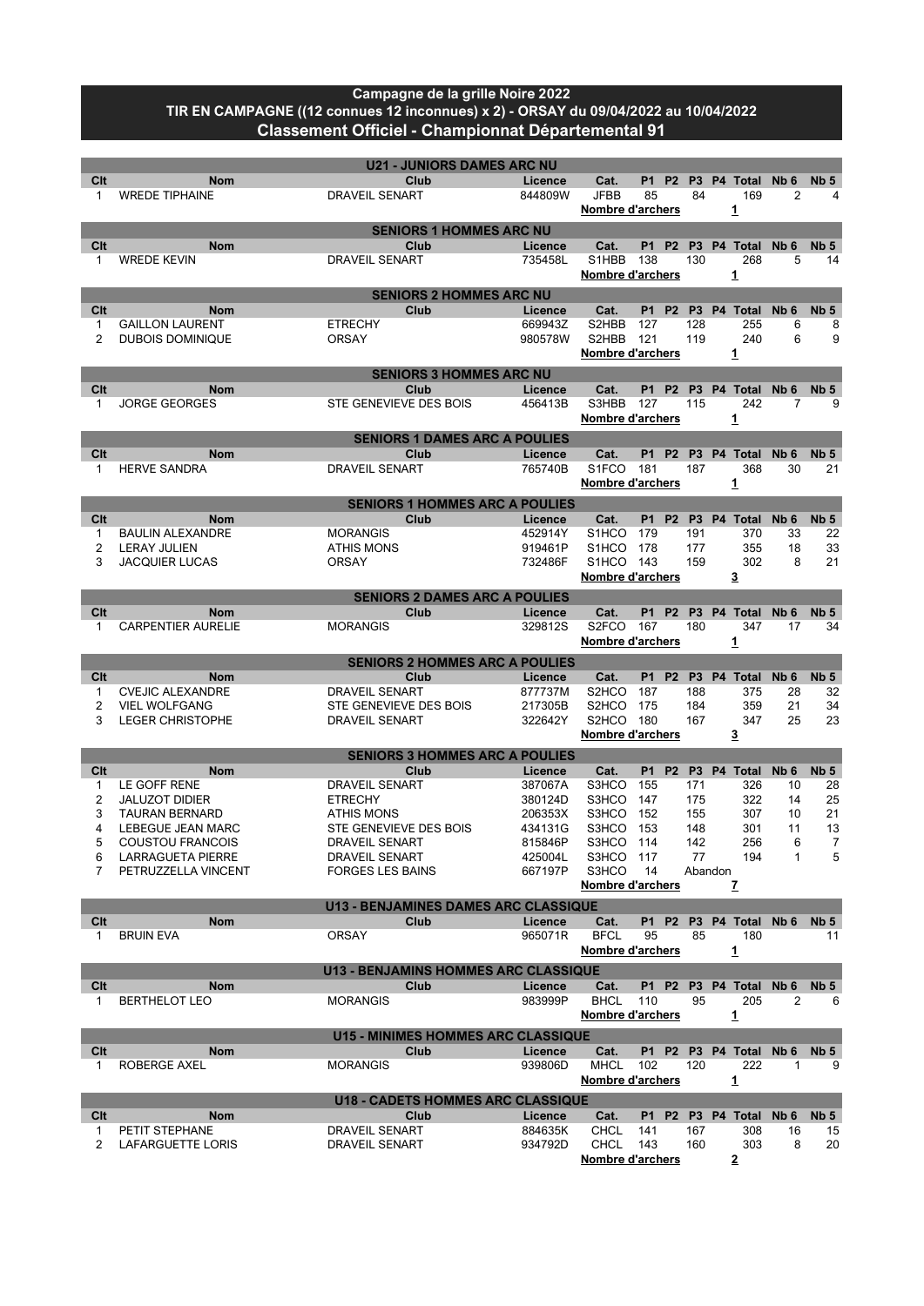# Campagne de la grille Noire 2022
## TIR EN CAMPAGNE ((12 connues 12 inconnues) x 2) - ORSAY du 09/04/2022 au 10/04/2022
## Classement Officiel - Championnat Départemental 91

### U21 - JUNIORS DAMES ARC NU

| Clt | Nom | Club | Licence | Cat. | P1 | P2 | P3 | P4 | Total | Nb 6 | Nb 5 |
|---|---|---|---|---|---|---|---|---|---|---|---|
| 1 | WREDE TIPHAINE | DRAVEIL SENART | 844809W | JFBB | 85 | | 84 | | 169 | 2 | 4 |
| | | | | Nombre d'archers | | | | | 1 | | |

### SENIORS 1 HOMMES ARC NU

| Clt | Nom | Club | Licence | Cat. | P1 | P2 | P3 | P4 | Total | Nb 6 | Nb 5 |
|---|---|---|---|---|---|---|---|---|---|---|---|
| 1 | WREDE KEVIN | DRAVEIL SENART | 735458L | S1HBB | 138 | | 130 | | 268 | 5 | 14 |
| | | | | Nombre d'archers | | | | | 1 | | |

### SENIORS 2 HOMMES ARC NU

| Clt | Nom | Club | Licence | Cat. | P1 | P2 | P3 | P4 | Total | Nb 6 | Nb 5 |
|---|---|---|---|---|---|---|---|---|---|---|---|
| 1 | GAILLON LAURENT | ETRECHY | 669943Z | S2HBB | 127 | | 128 | | 255 | 6 | 8 |
| 2 | DUBOIS DOMINIQUE | ORSAY | 980578W | S2HBB | 121 | | 119 | | 240 | 6 | 9 |
| | | | | Nombre d'archers | | | | | 1 | | |

### SENIORS 3 HOMMES ARC NU

| Clt | Nom | Club | Licence | Cat. | P1 | P2 | P3 | P4 | Total | Nb 6 | Nb 5 |
|---|---|---|---|---|---|---|---|---|---|---|---|
| 1 | JORGE GEORGES | STE GENEVIEVE DES BOIS | 456413B | S3HBB | 127 | | 115 | | 242 | 7 | 9 |
| | | | | Nombre d'archers | | | | | 1 | | |

### SENIORS 1 DAMES ARC A POULIES

| Clt | Nom | Club | Licence | Cat. | P1 | P2 | P3 | P4 | Total | Nb 6 | Nb 5 |
|---|---|---|---|---|---|---|---|---|---|---|---|
| 1 | HERVE SANDRA | DRAVEIL SENART | 765740B | S1FCO | 181 | | 187 | | 368 | 30 | 21 |
| | | | | Nombre d'archers | | | | | 1 | | |

### SENIORS 1 HOMMES ARC A POULIES

| Clt | Nom | Club | Licence | Cat. | P1 | P2 | P3 | P4 | Total | Nb 6 | Nb 5 |
|---|---|---|---|---|---|---|---|---|---|---|---|
| 1 | BAULIN ALEXANDRE | MORANGIS | 452914Y | S1HCO | 179 | | 191 | | 370 | 33 | 22 |
| 2 | LERAY JULIEN | ATHIS MONS | 919461P | S1HCO | 178 | | 177 | | 355 | 18 | 33 |
| 3 | JACQUIER LUCAS | ORSAY | 732486F | S1HCO | 143 | | 159 | | 302 | 8 | 21 |
| | | | | Nombre d'archers | | | | | 3 | | |

### SENIORS 2 DAMES ARC A POULIES

| Clt | Nom | Club | Licence | Cat. | P1 | P2 | P3 | P4 | Total | Nb 6 | Nb 5 |
|---|---|---|---|---|---|---|---|---|---|---|---|
| 1 | CARPENTIER AURELIE | MORANGIS | 329812S | S2FCO | 167 | | 180 | | 347 | 17 | 34 |
| | | | | Nombre d'archers | | | | | 1 | | |

### SENIORS 2 HOMMES ARC A POULIES

| Clt | Nom | Club | Licence | Cat. | P1 | P2 | P3 | P4 | Total | Nb 6 | Nb 5 |
|---|---|---|---|---|---|---|---|---|---|---|---|
| 1 | CVEJIC ALEXANDRE | DRAVEIL SENART | 877737M | S2HCO | 187 | | 188 | | 375 | 28 | 32 |
| 2 | VIEL WOLFGANG | STE GENEVIEVE DES BOIS | 217305B | S2HCO | 175 | | 184 | | 359 | 21 | 34 |
| 3 | LEGER CHRISTOPHE | DRAVEIL SENART | 322642Y | S2HCO | 180 | | 167 | | 347 | 25 | 23 |
| | | | | Nombre d'archers | | | | | 3 | | |

### SENIORS 3 HOMMES ARC A POULIES

| Clt | Nom | Club | Licence | Cat. | P1 | P2 | P3 | P4 | Total | Nb 6 | Nb 5 |
|---|---|---|---|---|---|---|---|---|---|---|---|
| 1 | LE GOFF RENE | DRAVEIL SENART | 387067A | S3HCO | 155 | | 171 | | 326 | 10 | 28 |
| 2 | JALUZOT DIDIER | ETRECHY | 380124D | S3HCO | 147 | | 175 | | 322 | 14 | 25 |
| 3 | TAURAN BERNARD | ATHIS MONS | 206353X | S3HCO | 152 | | 155 | | 307 | 10 | 21 |
| 4 | LEBEGUE JEAN MARC | STE GENEVIEVE DES BOIS | 434131G | S3HCO | 153 | | 148 | | 301 | 11 | 13 |
| 5 | COUSTOU FRANCOIS | DRAVEIL SENART | 815846P | S3HCO | 114 | | 142 | | 256 | 6 | 7 |
| 6 | LARRAGUETA PIERRE | DRAVEIL SENART | 425004L | S3HCO | 117 | | 77 | | 194 | 1 | 5 |
| 7 | PETRUZZELLA VINCENT | FORGES LES BAINS | 667197P | S3HCO | 14 | | Abandon | | | | |
| | | | | Nombre d'archers | | | | | 7 | | |

### U13 - BENJAMINES DAMES ARC CLASSIQUE

| Clt | Nom | Club | Licence | Cat. | P1 | P2 | P3 | P4 | Total | Nb 6 | Nb 5 |
|---|---|---|---|---|---|---|---|---|---|---|---|
| 1 | BRUIN EVA | ORSAY | 965071R | BFCL | 95 | | 85 | | 180 | | 11 |
| | | | | Nombre d'archers | | | | | 1 | | |

### U13 - BENJAMINS HOMMES ARC CLASSIQUE

| Clt | Nom | Club | Licence | Cat. | P1 | P2 | P3 | P4 | Total | Nb 6 | Nb 5 |
|---|---|---|---|---|---|---|---|---|---|---|---|
| 1 | BERTHELOT LEO | MORANGIS | 983999P | BHCL | 110 | | 95 | | 205 | 2 | 6 |
| | | | | Nombre d'archers | | | | | 1 | | |

### U15 - MINIMES HOMMES ARC CLASSIQUE

| Clt | Nom | Club | Licence | Cat. | P1 | P2 | P3 | P4 | Total | Nb 6 | Nb 5 |
|---|---|---|---|---|---|---|---|---|---|---|---|
| 1 | ROBERGE AXEL | MORANGIS | 939806D | MHCL | 102 | | 120 | | 222 | 1 | 9 |
| | | | | Nombre d'archers | | | | | 1 | | |

### U18 - CADETS HOMMES ARC CLASSIQUE

| Clt | Nom | Club | Licence | Cat. | P1 | P2 | P3 | P4 | Total | Nb 6 | Nb 5 |
|---|---|---|---|---|---|---|---|---|---|---|---|
| 1 | PETIT STEPHANE | DRAVEIL SENART | 884635K | CHCL | 141 | | 167 | | 308 | 16 | 15 |
| 2 | LAFARGUETTE LORIS | DRAVEIL SENART | 934792D | CHCL | 143 | | 160 | | 303 | 8 | 20 |
| | | | | Nombre d'archers | | | | | 2 | | |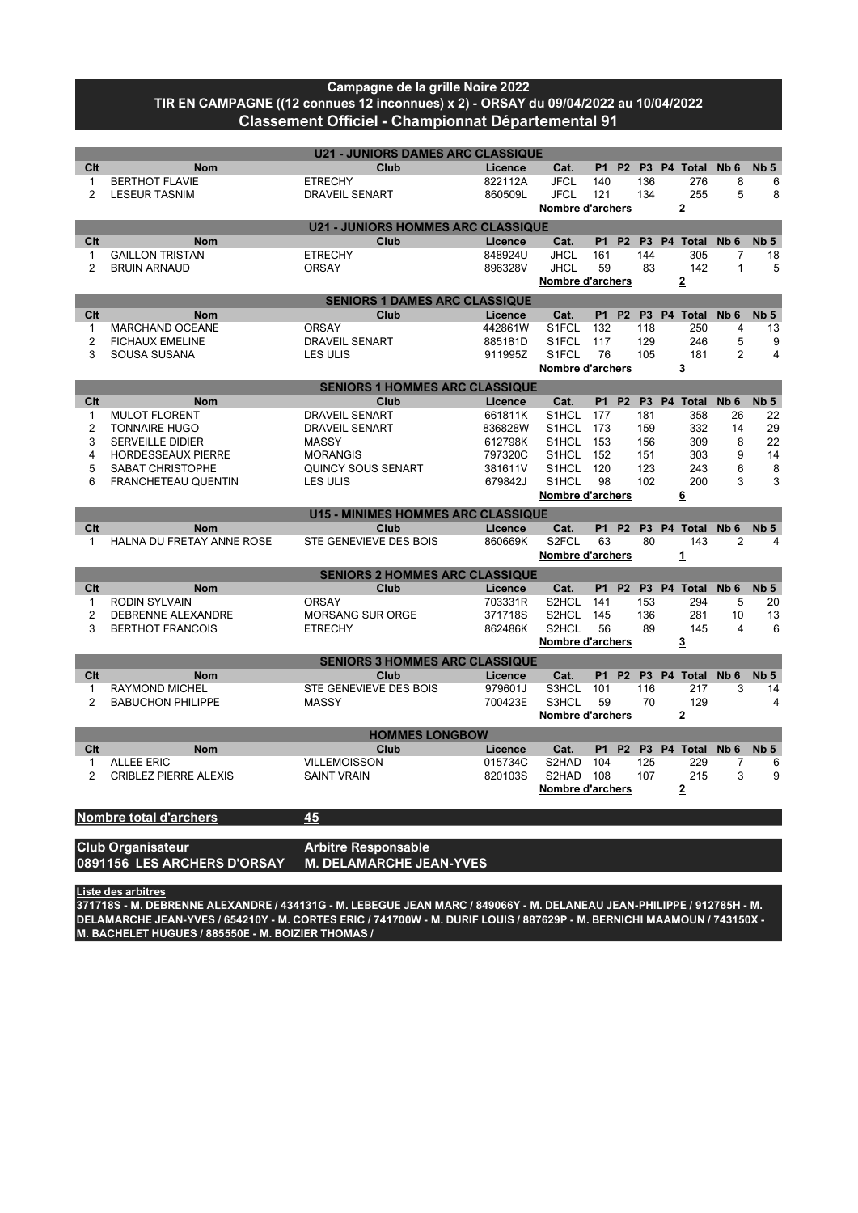**Campagne de la grille Noire 2022**
**TIR EN CAMPAGNE ((12 connues 12 inconnues) x 2) - ORSAY du 09/04/2022 au 10/04/2022**
**Classement Officiel - Championnat Départemental 91**

| U21 - JUNIORS DAMES ARC CLASSIQUE | | | | | | | | | | | |
|---|---|---|---|---|---|---|---|---|---|---|---|
| Clt | Nom | Club | Licence | Cat. | P1 | P2 | P3 | P4 | Total | Nb 6 | Nb 5 |
| 1 | BERTHOT FLAVIE | ETRECHY | 822112A | JFCL | 140 | | 136 | | 276 | 8 | 6 |
| 2 | LESEUR TASNIM | DRAVEIL SENART | 860509L | JFCL | 121 | | 134 | | 255 | 5 | 8 |
| | | | | Nombre d'archers | | | | | 2 | | |

| U21 - JUNIORS HOMMES ARC CLASSIQUE | | | | | | | | | | | |
|---|---|---|---|---|---|---|---|---|---|---|---|
| Clt | Nom | Club | Licence | Cat. | P1 | P2 | P3 | P4 | Total | Nb 6 | Nb 5 |
| 1 | GAILLON TRISTAN | ETRECHY | 848924U | JHCL | 161 | | 144 | | 305 | 7 | 18 |
| 2 | BRUIN ARNAUD | ORSAY | 896328V | JHCL | 59 | | 83 | | 142 | 1 | 5 |
| | | | | Nombre d'archers | | | | | 2 | | |

| SENIORS 1 DAMES ARC CLASSIQUE | | | | | | | | | | | |
|---|---|---|---|---|---|---|---|---|---|---|---|
| Clt | Nom | Club | Licence | Cat. | P1 | P2 | P3 | P4 | Total | Nb 6 | Nb 5 |
| 1 | MARCHAND OCEANE | ORSAY | 442861W | S1FCL | 132 | | 118 | | 250 | 4 | 13 |
| 2 | FICHAUX EMELINE | DRAVEIL SENART | 885181D | S1FCL | 117 | | 129 | | 246 | 5 | 9 |
| 3 | SOUSA SUSANA | LES ULIS | 911995Z | S1FCL | 76 | | 105 | | 181 | 2 | 4 |
| | | | | Nombre d'archers | | | | | 3 | | |

| SENIORS 1 HOMMES ARC CLASSIQUE | | | | | | | | | | | |
|---|---|---|---|---|---|---|---|---|---|---|---|
| Clt | Nom | Club | Licence | Cat. | P1 | P2 | P3 | P4 | Total | Nb 6 | Nb 5 |
| 1 | MULOT FLORENT | DRAVEIL SENART | 661811K | S1HCL | 177 | | 181 | | 358 | 26 | 22 |
| 2 | TONNAIRE HUGO | DRAVEIL SENART | 836828W | S1HCL | 173 | | 159 | | 332 | 14 | 29 |
| 3 | SERVEILLE DIDIER | MASSY | 612798K | S1HCL | 153 | | 156 | | 309 | 8 | 22 |
| 4 | HORDESSEAUX PIERRE | MORANGIS | 797320C | S1HCL | 152 | | 151 | | 303 | 9 | 14 |
| 5 | SABAT CHRISTOPHE | QUINCY SOUS SENART | 381611V | S1HCL | 120 | | 123 | | 243 | 6 | 8 |
| 6 | FRANCHETEAU QUENTIN | LES ULIS | 679842J | S1HCL | 98 | | 102 | | 200 | 3 | 3 |
| | | | | Nombre d'archers | | | | | 6 | | |

| U15 - MINIMES HOMMES ARC CLASSIQUE | | | | | | | | | | | |
|---|---|---|---|---|---|---|---|---|---|---|---|
| Clt | Nom | Club | Licence | Cat. | P1 | P2 | P3 | P4 | Total | Nb 6 | Nb 5 |
| 1 | HALNA DU FRETAY ANNE ROSE | STE GENEVIEVE DES BOIS | 860669K | S2FCL | 63 | | 80 | | 143 | 2 | 4 |
| | | | | Nombre d'archers | | | | | 1 | | |

| SENIORS 2 HOMMES ARC CLASSIQUE | | | | | | | | | | | |
|---|---|---|---|---|---|---|---|---|---|---|---|
| Clt | Nom | Club | Licence | Cat. | P1 | P2 | P3 | P4 | Total | Nb 6 | Nb 5 |
| 1 | RODIN SYLVAIN | ORSAY | 703331R | S2HCL | 141 | | 153 | | 294 | 5 | 20 |
| 2 | DEBRENNE ALEXANDRE | MORSANG SUR ORGE | 371718S | S2HCL | 145 | | 136 | | 281 | 10 | 13 |
| 3 | BERTHOT FRANCOIS | ETRECHY | 862486K | S2HCL | 56 | | 89 | | 145 | 4 | 6 |
| | | | | Nombre d'archers | | | | | 3 | | |

| SENIORS 3 HOMMES ARC CLASSIQUE | | | | | | | | | | | |
|---|---|---|---|---|---|---|---|---|---|---|---|
| Clt | Nom | Club | Licence | Cat. | P1 | P2 | P3 | P4 | Total | Nb 6 | Nb 5 |
| 1 | RAYMOND MICHEL | STE GENEVIEVE DES BOIS | 979601J | S3HCL | 101 | | 116 | | 217 | 3 | 14 |
| 2 | BABUCHON PHILIPPE | MASSY | 700423E | S3HCL | 59 | | 70 | | 129 | | 4 |
| | | | | Nombre d'archers | | | | | 2 | | |

| HOMMES LONGBOW | | | | | | | | | | | |
|---|---|---|---|---|---|---|---|---|---|---|---|
| Clt | Nom | Club | Licence | Cat. | P1 | P2 | P3 | P4 | Total | Nb 6 | Nb 5 |
| 1 | ALLEE ERIC | VILLEMOISSON | 015734C | S2HAD | 104 | | 125 | | 229 | 7 | 6 |
| 2 | CRIBLEZ PIERRE ALEXIS | SAINT VRAIN | 820103S | S2HAD | 108 | | 107 | | 215 | 3 | 9 |
| | | | | Nombre d'archers | | | | | 2 | | |

**Nombre total d'archers** **45**

**Club Organisateur**
**0891156 LES ARCHERS D'ORSAY**

**Arbitre Responsable**
**M. DELAMARCHE JEAN-YVES**

**Liste des arbitres**

**371718S - M. DEBRENNE ALEXANDRE / 434131G - M. LEBEGUE JEAN MARC / 849066Y - M. DELANEAU JEAN-PHILIPPE / 912785H - M. DELAMARCHE JEAN-YVES / 654210Y - M. CORTES ERIC / 741700W - M. DURIF LOUIS / 887629P - M. BERNICHI MAAMOUN / 743150X - M. BACHELET HUGUES / 885550E - M. BOIZIER THOMAS /**